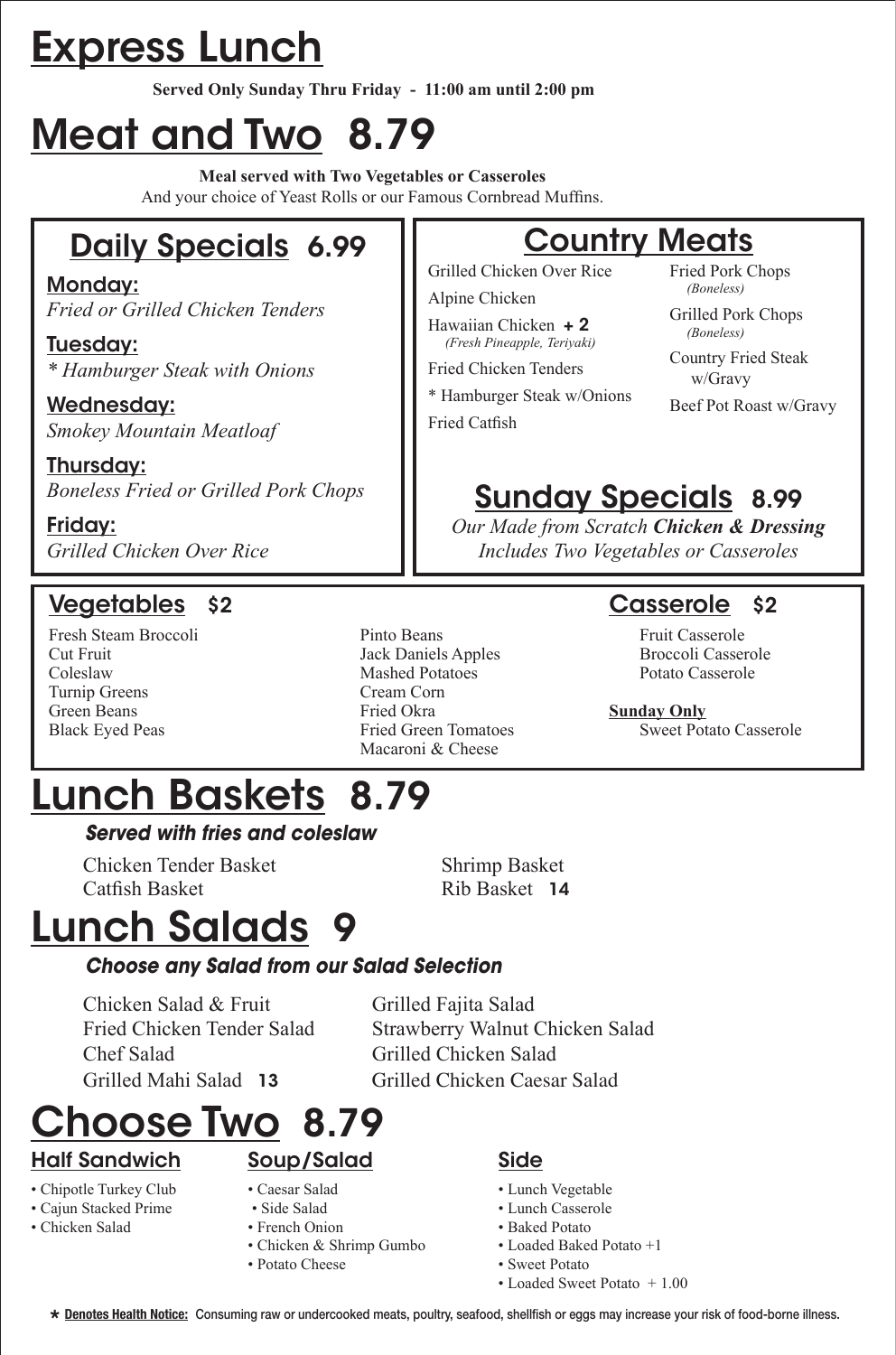# Express Lunch

**Served Only Sunday Thru Friday - 11:00 am until 2:00 pm**

# Meat and Two 8.79

**Meal served with Two Vegetables or Casseroles**
And your choice of Yeast Rolls or our Famous Cornbread Muffins.

## Daily Specials 6.99

**Monday:**
*Fried or Grilled Chicken Tenders*

**Tuesday:**
** Hamburger Steak with Onions*

**Wednesday:**
*Smokey Mountain Meatloaf*

**Thursday:**
*Boneless Fried or Grilled Pork Chops*

**Friday:**
*Grilled Chicken Over Rice*

## Country Meats

- Grilled Chicken Over Rice
- Alpine Chicken
- Hawaiian Chicken **+ 2** *(Fresh Pineapple, Teriyaki)*
- Fried Chicken Tenders
- * Hamburger Steak w/Onions
- Fried Catfish
- Fried Pork Chops *(Boneless)*
- Grilled Pork Chops *(Boneless)*
- Country Fried Steak w/Gravy
- Beef Pot Roast w/Gravy

## Sunday Specials 8.99

*Our Made from Scratch **Chicken & Dressing***
*Includes Two Vegetables or Casseroles*

## Vegetables $2

- Fresh Steam Broccoli
- Cut Fruit
- Coleslaw
- Turnip Greens
- Green Beans
- Black Eyed Peas
- Pinto Beans
- Jack Daniels Apples
- Mashed Potatoes
- Cream Corn
- Fried Okra
- Fried Green Tomatoes
- Macaroni & Cheese

## Casserole $2

- Fruit Casserole
- Broccoli Casserole
- Potato Casserole

**Sunday Only**
- Sweet Potato Casserole

# Lunch Baskets 8.79

***Served with fries and coleslaw***

- Chicken Tender Basket
- Catfish Basket
- Shrimp Basket
- Rib Basket **14**

# Lunch Salads 9

***Choose any Salad from our Salad Selection***

- Chicken Salad & Fruit
- Fried Chicken Tender Salad
- Chef Salad
- Grilled Mahi Salad **13**
- Grilled Fajita Salad
- Strawberry Walnut Chicken Salad
- Grilled Chicken Salad
- Grilled Chicken Caesar Salad

# Choose Two 8.79

### Half Sandwich

- Chipotle Turkey Club
- Cajun Stacked Prime
- Chicken Salad

### Soup/Salad

- Caesar Salad
- Side Salad
- French Onion
- Chicken & Shrimp Gumbo
- Potato Cheese

### Side

- Lunch Vegetable
- Lunch Casserole
- Baked Potato
- Loaded Baked Potato +1
- Sweet Potato
- Loaded Sweet Potato + 1.00

★ **Denotes Health Notice:** Consuming raw or undercooked meats, poultry, seafood, shellfish or eggs may increase your risk of food-borne illness.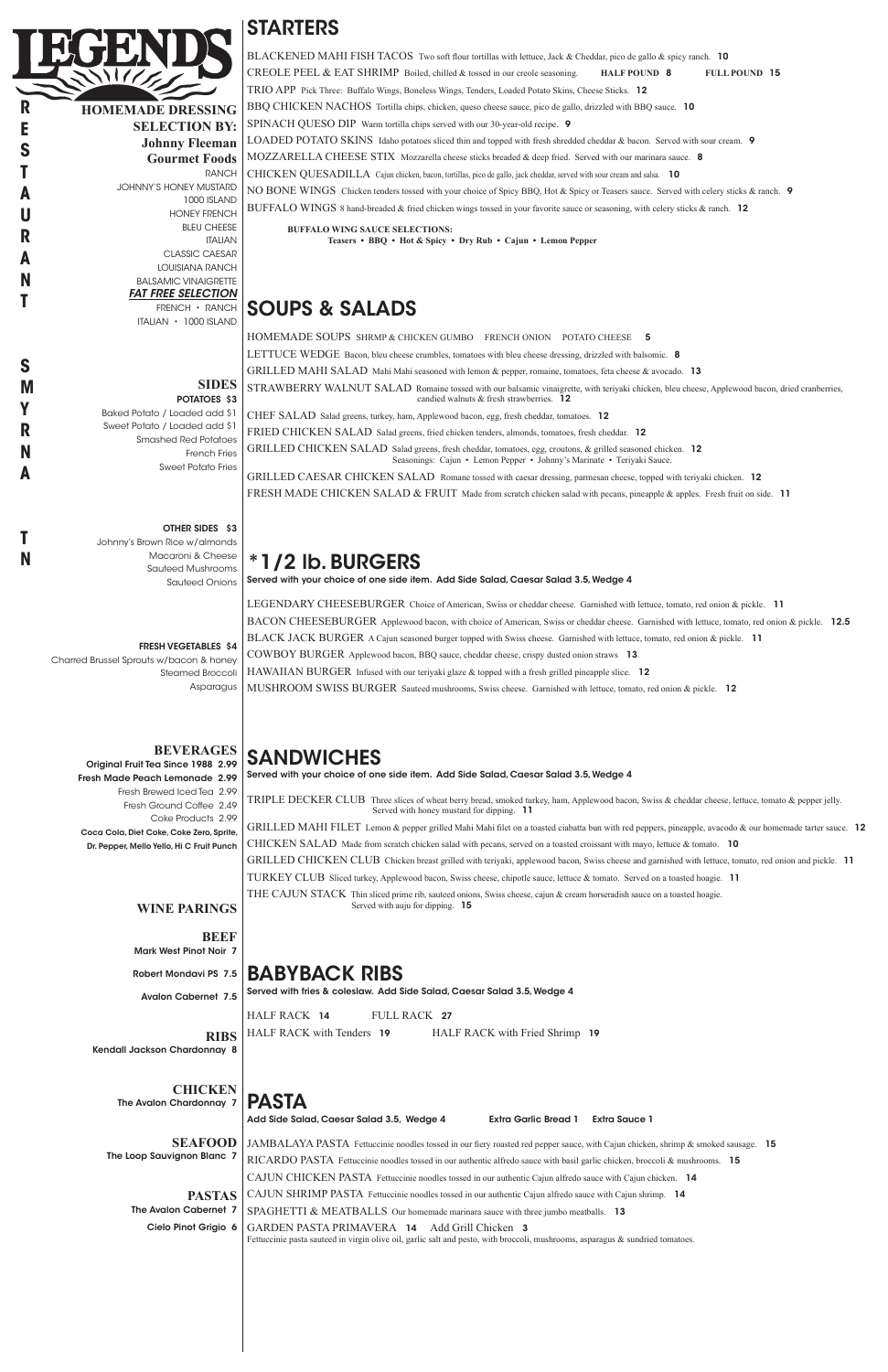# LEGENDS

RESTAURANT

SMYRNA TN

## HOMEMADE DRESSING SELECTION BY: Johnny Fleeman Gourmet Foods

RANCH
JOHNNY'S HONEY MUSTARD
1000 ISLAND
HONEY FRENCH
BLEU CHEESE
ITALIAN
CLASSIC CAESAR
LOUISIANA RANCH
BALSAMIC VINAIGRETTE

***FAT FREE SELECTION***

FRENCH • RANCH
ITALIAN • 1000 ISLAND

## SIDES

**POTATOES $3**

Baked Potato / Loaded add $1
Sweet Potato / Loaded add $1
Smashed Red Potatoes
French Fries
Sweet Potato Fries

**OTHER SIDES $3**

Johnny's Brown Rice w/almonds
Macaroni & Cheese
Sauteed Mushrooms
Sauteed Onions

**FRESH VEGETABLES $4**

Charred Brussel Sprouts w/bacon & honey
Steamed Broccoli
Asparagus

## BEVERAGES

**Original Fruit Tea Since 1988 2.99**
**Fresh Made Peach Lemonade 2.99**
Fresh Brewed Iced Tea 2.99
Fresh Ground Coffee 2.49
Coke Products 2.99
**Coca Cola, Diet Coke, Coke Zero, Sprite, Dr. Pepper, Mello Yello, Hi C Fruit Punch**

## WINE PARINGS

**BEEF**
Mark West Pinot Noir 7
Robert Mondavi PS 7.5
Avalon Cabernet 7.5

**RIBS**
Kendall Jackson Chardonnay 8

**CHICKEN**
The Avalon Chardonnay 7

**SEAFOOD**
The Loop Sauvignon Blanc 7

**PASTAS**
The Avalon Cabernet 7
Cielo Pinot Grigio 6

# STARTERS

BLACKENED MAHI FISH TACOS Two soft flour tortillas with lettuce, Jack & Cheddar, pico de gallo & spicy ranch. **10**

CREOLE PEEL & EAT SHRIMP Boiled, chilled & tossed in our creole seasoning. **HALF POUND 8** **FULL POUND 15**

TRIO APP Pick Three: Buffalo Wings, Boneless Wings, Tenders, Loaded Potato Skins, Cheese Sticks. **12**

BBQ CHICKEN NACHOS Tortilla chips, chicken, queso cheese sauce, pico de gallo, drizzled with BBQ sauce. **10**

SPINACH QUESO DIP Warm tortilla chips served with our 30-year-old recipe. **9**

LOADED POTATO SKINS Idaho potatoes sliced thin and topped with fresh shredded cheddar & bacon. Served with sour cream. **9**

MOZZARELLA CHEESE STIX Mozzarella cheese sticks breaded & deep fried. Served with our marinara sauce. **8**

CHICKEN QUESADILLA Cajun chicken, bacon, tortillas, pico de gallo, jack cheddar, served with sour cream and salsa. **10**

NO BONE WINGS Chicken tenders tossed with your choice of Spicy BBQ, Hot & Spicy or Teasers sauce. Served with celery sticks & ranch. **9**

BUFFALO WINGS 8 hand-breaded & fried chicken wings tossed in your favorite sauce or seasoning, with celery sticks & ranch. **12**

**BUFFALO WING SAUCE SELECTIONS:**
**Teasers • BBQ • Hot & Spicy • Dry Rub • Cajun • Lemon Pepper**

# SOUPS & SALADS

HOMEMADE SOUPS SHRMP & CHICKEN GUMBO FRENCH ONION POTATO CHEESE **5**

LETTUCE WEDGE Bacon, bleu cheese crumbles, tomatoes with bleu cheese dressing, drizzled with balsamic. **8**

GRILLED MAHI SALAD Mahi Mahi seasoned with lemon & pepper, romaine, tomatoes, feta cheese & avocado. **13**

STRAWBERRY WALNUT SALAD Romaine tossed with our balsamic vinaigrette, with teriyaki chicken, bleu cheese, Applewood bacon, dried cranberries, candied walnuts & fresh strawberries. **12**

CHEF SALAD Salad greens, turkey, ham, Applewood bacon, egg, fresh cheddar, tomatoes. **12**

FRIED CHICKEN SALAD Salad greens, fried chicken tenders, almonds, tomatoes, fresh cheddar. **12**

GRILLED CHICKEN SALAD Salad greens, fresh cheddar, tomatoes, egg, croutons, & grilled seasoned chicken. **12**
Seasonings: Cajun • Lemon Pepper • Johnny's Marinate • Teriyaki Sauce.

GRILLED CAESAR CHICKEN SALAD Romane tossed with caesar dressing, parmesan cheese, topped with teriyaki chicken. **12**

FRESH MADE CHICKEN SALAD & FRUIT Made from scratch chicken salad with pecans, pineapple & apples. Fresh fruit on side. **11**

# *1/2 lb. BURGERS

**Served with your choice of one side item. Add Side Salad, Caesar Salad 3.5, Wedge 4**

LEGENDARY CHEESEBURGER Choice of American, Swiss or cheddar cheese. Garnished with lettuce, tomato, red onion & pickle. **11**

BACON CHEESEBURGER Applewood bacon, with choice of American, Swiss or cheddar cheese. Garnished with lettuce, tomato, red onion & pickle. **12.5**

BLACK JACK BURGER A Cajun seasoned burger topped with Swiss cheese. Garnished with lettuce, tomato, red onion & pickle. **11**

COWBOY BURGER Applewood bacon, BBQ sauce, cheddar cheese, crispy dusted onion straws **13**

HAWAIIAN BURGER Infused with our teriyaki glaze & topped with a fresh grilled pineapple slice. **12**

MUSHROOM SWISS BURGER Sauteed mushrooms, Swiss cheese. Garnished with lettuce, tomato, red onion & pickle. **12**

# SANDWICHES

**Served with your choice of one side item. Add Side Salad, Caesar Salad 3.5, Wedge 4**

TRIPLE DECKER CLUB Three slices of wheat berry bread, smoked turkey, ham, Applewood bacon, Swiss & cheddar cheese, lettuce, tomato & pepper jelly. Served with honey mustard for dipping. **11**

GRILLED MAHI FILET Lemon & pepper grilled Mahi Mahi filet on a toasted ciabatta bun with red peppers, pineapple, avocado & our homemade tarter sauce. **12**

CHICKEN SALAD Made from scratch chicken salad with pecans, served on a toasted croissant with mayo, lettuce & tomato. **10**

GRILLED CHICKEN CLUB Chicken breast grilled with teriyaki, applewood bacon, Swiss cheese and garnished with lettuce, tomato, red onion and pickle. **11**

TURKEY CLUB Sliced turkey, Applewood bacon, Swiss cheese, chipotle sauce, lettuce & tomato. Served on a toasted hoagie. **11**

THE CAJUN STACK Thin sliced prime rib, sauteed onions, Swiss cheese, cajun & cream horseradish sauce on a toasted hoagie. Served with auju for dipping. **15**

# BABYBACK RIBS

**Served with fries & coleslaw. Add Side Salad, Caesar Salad 3.5, Wedge 4**

HALF RACK **14** FULL RACK **27**

HALF RACK with Tenders **19** HALF RACK with Fried Shrimp **19**

# PASTA

**Add Side Salad, Caesar Salad 3.5, Wedge 4** **Extra Garlic Bread 1** **Extra Sauce 1**

JAMBALAYA PASTA Fettuccinie noodles tossed in our fiery roasted red pepper sauce, with Cajun chicken, shrimp & smoked sausage. **15**

RICARDO PASTA Fettuccinie noodles tossed in our authentic alfredo sauce with basil garlic chicken, broccoli & mushrooms. **15**

CAJUN CHICKEN PASTA Fettuccinie noodles tossed in our authentic Cajun alfredo sauce with Cajun chicken. **14**

CAJUN SHRIMP PASTA Fettuccinie noodles tossed in our authentic Cajun alfredo sauce with Cajun shrimp. **14**

SPAGHETTI & MEATBALLS Our homemade marinara sauce with three jumbo meatballs. **13**

GARDEN PASTA PRIMAVERA **14** Add Grill Chicken **3**
Fettuccinie pasta sauteed in virgin olive oil, garlic salt and pesto, with broccoli, mushrooms, asparagus & sundried tomatoes.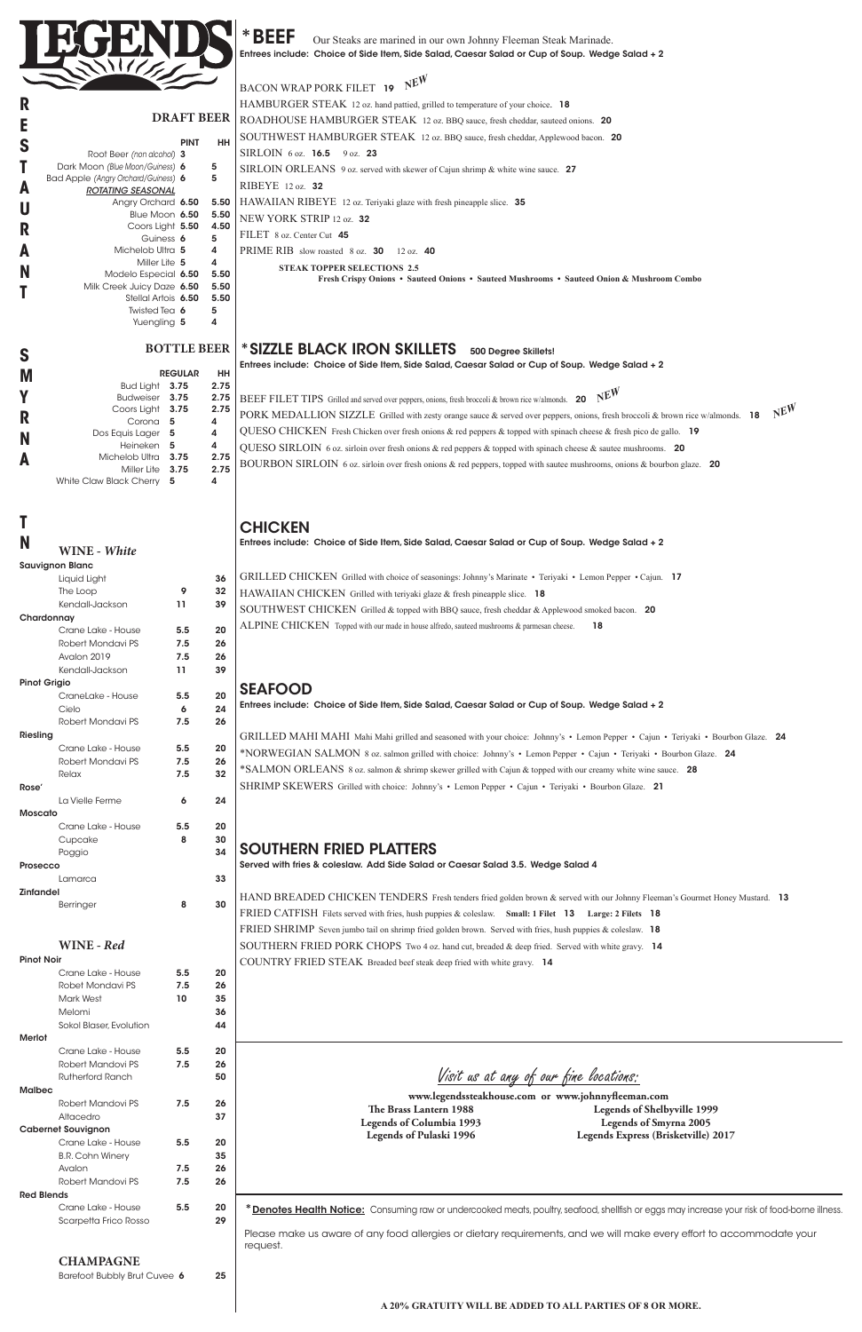# LEGENDS

RESTAURANT SMYRNA TN

## DRAFT BEER

| | PINT | HH |
|---|---|---|
| Root Beer *(non alcohol)* | 3 | |
| Dark Moon *(Blue Moon/Guiness)* | 6 | 5 |
| Bad Apple *(Angry Orchard/Guiness)* | 6 | 5 |
| ***ROTATING SEASONAL*** | | |
| Angry Orchard | 6.50 | 5.50 |
| Blue Moon | 6.50 | 5.50 |
| Coors Light | 5.50 | 4.50 |
| Guiness | 6 | 5 |
| Michelob Ultra | 5 | 4 |
| Miller Lite | 5 | 4 |
| Modelo Especial | 6.50 | 5.50 |
| Milk Creek Juicy Daze | 6.50 | 5.50 |
| Stellal Artois | 6.50 | 5.50 |
| Twisted Tea | 6 | 5 |
| Yuengling | 5 | 4 |

## BOTTLE BEER

| | REGULAR | HH |
|---|---|---|
| Bud Light | 3.75 | 2.75 |
| Budweiser | 3.75 | 2.75 |
| Coors Light | 3.75 | 2.75 |
| Corona | 5 | 4 |
| Dos Equis Lager | 5 | 4 |
| Heineken | 5 | 4 |
| Michelob Ultra | 3.75 | 2.75 |
| Miller Lite | 3.75 | 2.75 |
| White Claw Black Cherry | 5 | 4 |

## WINE - *White*

| | | |
|---|---|---|
| **Sauvignon Blanc** | | |
| Liquid Light | | 36 |
| The Loop | 9 | 32 |
| Kendall-Jackson | 11 | 39 |
| **Chardonnay** | | |
| Crane Lake - House | 5.5 | 20 |
| Robert Mondavi PS | 7.5 | 26 |
| Avalon 2019 | 7.5 | 26 |
| Kendall-Jackson | 11 | 39 |
| **Pinot Grigio** | | |
| CraneLake - House | 5.5 | 20 |
| Cielo | 6 | 24 |
| Robert Mondavi PS | 7.5 | 26 |
| **Riesling** | | |
| Crane Lake - House | 5.5 | 20 |
| Robert Mondavi PS | 7.5 | 26 |
| Relax | 7.5 | 32 |
| **Rose'** | | |
| La Vielle Ferme | 6 | 24 |
| **Moscato** | | |
| Crane Lake - House | 5.5 | 20 |
| Cupcake | 8 | 30 |
| Poggio | | 34 |
| **Prosecco** | | |
| Lamarca | | 33 |
| **Zinfandel** | | |
| Berringer | 8 | 30 |

## WINE - *Red*

| | | |
|---|---|---|
| **Pinot Noir** | | |
| Crane Lake - House | 5.5 | 20 |
| Robet Mondavi PS | 7.5 | 26 |
| Mark West | 10 | 35 |
| Melomi | | 36 |
| Sokol Blaser, Evolution | | 44 |
| **Merlot** | | |
| Crane Lake - House | 5.5 | 20 |
| Robert Mandovi PS | 7.5 | 26 |
| Rutherford Ranch | | 50 |
| **Malbec** | | |
| Robert Mandovi PS | 7.5 | 26 |
| Altacedro | | 37 |
| **Cabernet Sauvignon** | | |
| Crane Lake - House | 5.5 | 20 |
| B.R. Cohn Winery | | 35 |
| Avalon | 7.5 | 26 |
| Robert Mandovi PS | 7.5 | 26 |
| **Red Blends** | | |
| Crane Lake - House | 5.5 | 20 |
| Scarpetta Frico Rosso | | 29 |

## CHAMPAGNE

| | | |
|---|---|---|
| Barefoot Bubbly Brut Cuvee | 6 | 25 |

## *BEEF

Our Steaks are marined in our own Johnny Fleeman Steak Marinade.
**Entrees include: Choice of Side Item, Side Salad, Caesar Salad or Cup of Soup. Wedge Salad + 2**

BACON WRAP PORK FILET **19** *NEW*
HAMBURGER STEAK 12 oz. hand pattied, grilled to temperature of your choice. **18**
ROADHOUSE HAMBURGER STEAK 12 oz. BBQ sauce, fresh cheddar, sauteed onions. **20**
SOUTHWEST HAMBURGER STEAK 12 oz. BBQ sauce, fresh cheddar, Applewood bacon. **20**
SIRLOIN 6 oz. **16.5** 9 oz. **23**
SIRLOIN ORLEANS 9 oz. served with skewer of Cajun shrimp & white wine sauce. **27**
RIBEYE 12 oz. **32**
HAWAIIAN RIBEYE 12 oz. Teriyaki glaze with fresh pineapple slice. **35**
NEW YORK STRIP 12 oz. **32**
FILET 8 oz. Center Cut **45**
PRIME RIB slow roasted 8 oz. **30** 12 oz. **40**

**STEAK TOPPER SELECTIONS 2.5**
**Fresh Crispy Onions • Sauteed Onions • Sauteed Mushrooms • Sauteed Onion & Mushroom Combo**

## *SIZZLE BLACK IRON SKILLETS 500 Degree Skillets!

**Entrees include: Choice of Side Item, Side Salad, Caesar Salad or Cup of Soup. Wedge Salad + 2**

BEEF FILET TIPS Grilled and served over peppers, onions, fresh broccoli & brown rice w/almonds. **20** *NEW*
PORK MEDALLION SIZZLE Grilled with zesty orange sauce & served over peppers, onions, fresh broccoli & brown rice w/almonds. **18** *NEW*
QUESO CHICKEN Fresh Chicken over fresh onions & red peppers & topped with spinach cheese & fresh pico de gallo. **19**
QUESO SIRLOIN 6 oz. sirloin over fresh onions & red peppers & topped with spinach cheese & sautee mushrooms. **20**
BOURBON SIRLOIN 6 oz. sirloin over fresh onions & red peppers, topped with sautee mushrooms, onions & bourbon glaze. **20**

## CHICKEN

**Entrees include: Choice of Side Item, Side Salad, Caesar Salad or Cup of Soup. Wedge Salad + 2**

GRILLED CHICKEN Grilled with choice of seasonings: Johnny's Marinate • Teriyaki • Lemon Pepper • Cajun. **17**
HAWAIIAN CHICKEN Grilled with teriyaki glaze & fresh pineapple slice. **18**
SOUTHWEST CHICKEN Grilled & topped with BBQ sauce, fresh cheddar & Applewood smoked bacon. **20**
ALPINE CHICKEN Topped with our made in house alfredo, sauteed mushrooms & parmesan cheese. **18**

## SEAFOOD

**Entrees include: Choice of Side Item, Side Salad, Caesar Salad or Cup of Soup. Wedge Salad + 2**

GRILLED MAHI MAHI Mahi Mahi grilled and seasoned with your choice: Johnny's • Lemon Pepper • Cajun • Teriyaki • Bourbon Glaze. **24**
*NORWEGIAN SALMON 8 oz. salmon grilled with choice: Johnny's • Lemon Pepper • Cajun • Teriyaki • Bourbon Glaze. **24**
*SALMON ORLEANS 8 oz. salmon & shrimp skewer grilled with Cajun & topped with our creamy white wine sauce. **28**
SHRIMP SKEWERS Grilled with choice: Johnny's • Lemon Pepper • Cajun • Teriyaki • Bourbon Glaze. **21**

## SOUTHERN FRIED PLATTERS

**Served with fries & coleslaw. Add Side Salad or Caesar Salad 3.5. Wedge Salad 4**

HAND BREADED CHICKEN TENDERS Fresh tenders fried golden brown & served with our Johnny Fleeman's Gourmet Honey Mustard. **13**
FRIED CATFISH Filets served with fries, hush puppies & coleslaw. **Small: 1 Filet 13 Large: 2 Filets 18**
FRIED SHRIMP Seven jumbo tail on shrimp fried golden brown. Served with fries, hush puppies & coleslaw. **18**
SOUTHERN FRIED PORK CHOPS Two 4 oz. hand cut, breaded & deep fried. Served with white gravy. **14**
COUNTRY FRIED STEAK Breaded beef steak deep fried with white gravy. **14**

*Visit us at any of our fine locations:*

**www.legendssteakhouse.com or www.johnnyfleeman.com**

**The Brass Lantern 1988**
**Legends of Columbia 1993**
**Legends of Pulaski 1996**
**Legends of Shelbyville 1999**
**Legends of Smyrna 2005**
**Legends Express (Brisketville) 2017**

***Denotes Health Notice:** Consuming raw or undercooked meats, poultry, seafood, shellfish or eggs may increase your risk of food-borne illness.

Please make us aware of any food allergies or dietary requirements, and we will make every effort to accommodate your request.

**A 20% GRATUITY WILL BE ADDED TO ALL PARTIES OF 8 OR MORE.**